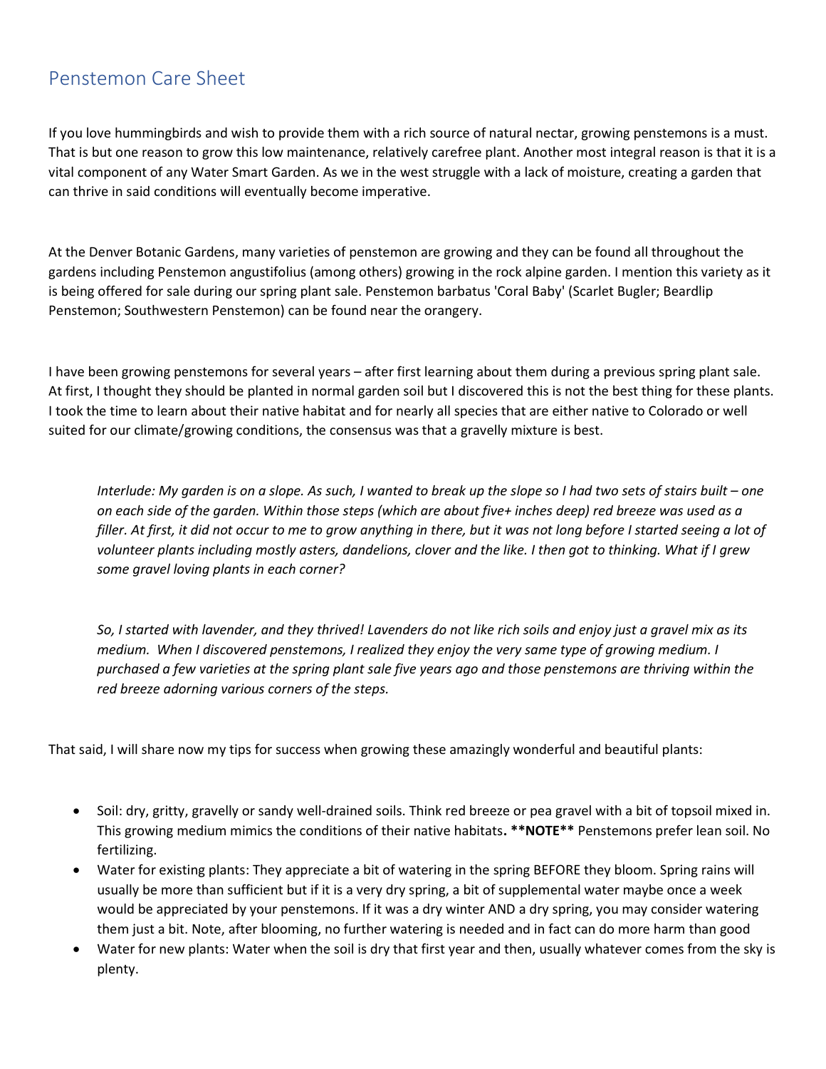# Penstemon Care Sheet

If you love hummingbirds and wish to provide them with a rich source of natural nectar, growing penstemons is a must. That is but one reason to grow this low maintenance, relatively carefree plant. Another most integral reason is that it is a vital component of any Water Smart Garden. As we in the west struggle with a lack of moisture, creating a garden that can thrive in said conditions will eventually become imperative.

At the Denver Botanic Gardens, many varieties of penstemon are growing and they can be found all throughout the gardens including Penstemon angustifolius (among others) growing in the rock alpine garden. I mention this variety as it is being offered for sale during our spring plant sale. Penstemon barbatus 'Coral Baby' (Scarlet Bugler; Beardlip Penstemon; Southwestern Penstemon) can be found near the orangery.

I have been growing penstemons for several years – after first learning about them during a previous spring plant sale. At first, I thought they should be planted in normal garden soil but I discovered this is not the best thing for these plants. I took the time to learn about their native habitat and for nearly all species that are either native to Colorado or well suited for our climate/growing conditions, the consensus was that a gravelly mixture is best.

> *Interlude: My garden is on a slope. As such, I wanted to break up the slope so I had two sets of stairs built – one on each side of the garden. Within those steps (which are about five+ inches deep) red breeze was used as a filler. At first, it did not occur to me to grow anything in there, but it was not long before I started seeing a lot of volunteer plants including mostly asters, dandelions, clover and the like. I then got to thinking. What if I grew some gravel loving plants in each corner?*
>
> *So, I started with lavender, and they thrived! Lavenders do not like rich soils and enjoy just a gravel mix as its medium. When I discovered penstemons, I realized they enjoy the very same type of growing medium. I purchased a few varieties at the spring plant sale five years ago and those penstemons are thriving within the red breeze adorning various corners of the steps.*

That said, I will share now my tips for success when growing these amazingly wonderful and beautiful plants:

- Soil: dry, gritty, gravelly or sandy well-drained soils. Think red breeze or pea gravel with a bit of topsoil mixed in. This growing medium mimics the conditions of their native habitats**. \*\*NOTE\*\*** Penstemons prefer lean soil. No fertilizing.
- Water for existing plants: They appreciate a bit of watering in the spring BEFORE they bloom. Spring rains will usually be more than sufficient but if it is a very dry spring, a bit of supplemental water maybe once a week would be appreciated by your penstemons. If it was a dry winter AND a dry spring, you may consider watering them just a bit. Note, after blooming, no further watering is needed and in fact can do more harm than good
- Water for new plants: Water when the soil is dry that first year and then, usually whatever comes from the sky is plenty.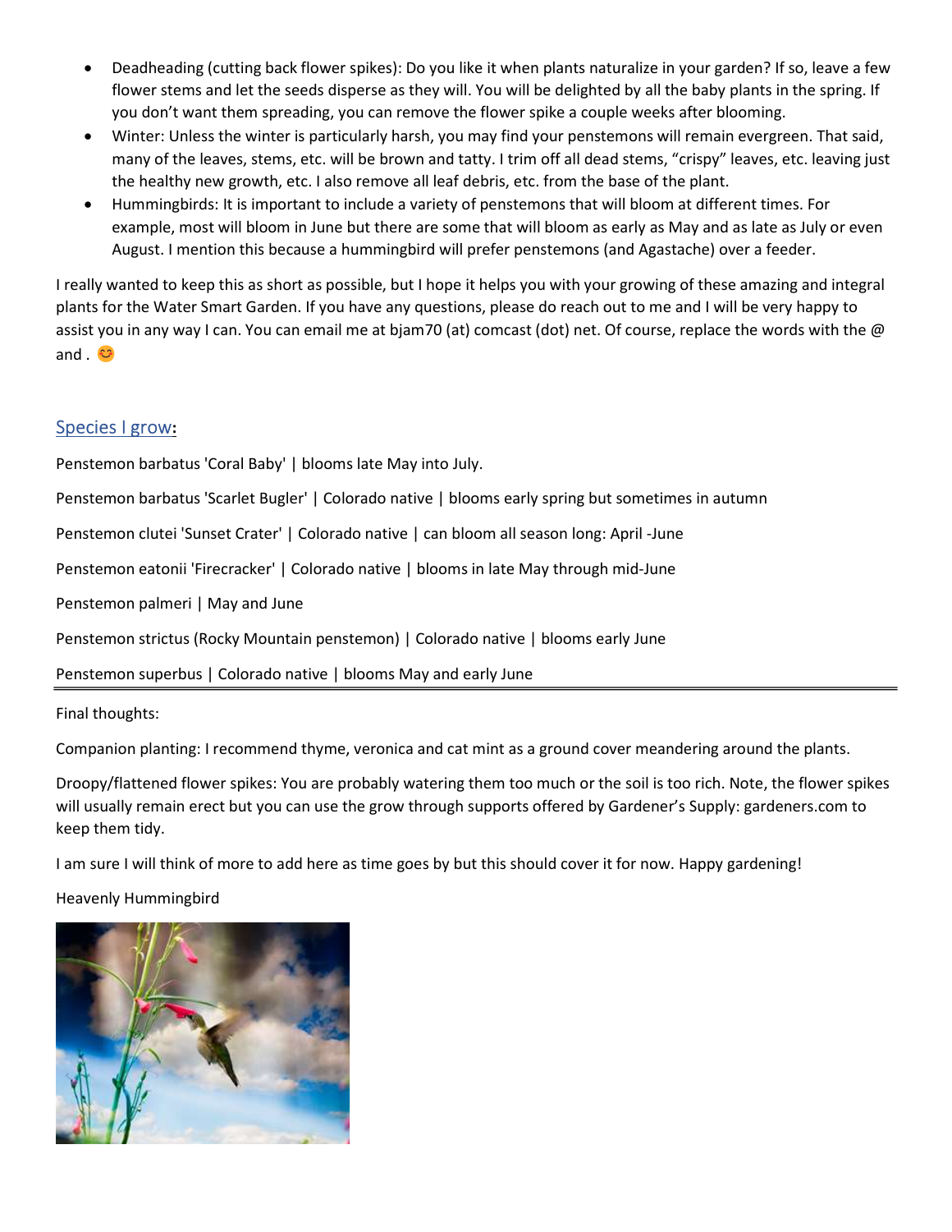- Deadheading (cutting back flower spikes): Do you like it when plants naturalize in your garden? If so, leave a few flower stems and let the seeds disperse as they will. You will be delighted by all the baby plants in the spring. If you don't want them spreading, you can remove the flower spike a couple weeks after blooming.
- Winter: Unless the winter is particularly harsh, you may find your penstemons will remain evergreen. That said, many of the leaves, stems, etc. will be brown and tatty. I trim off all dead stems, "crispy" leaves, etc. leaving just the healthy new growth, etc. I also remove all leaf debris, etc. from the base of the plant.
- Hummingbirds: It is important to include a variety of penstemons that will bloom at different times. For example, most will bloom in June but there are some that will bloom as early as May and as late as July or even August. I mention this because a hummingbird will prefer penstemons (and Agastache) over a feeder.

I really wanted to keep this as short as possible, but I hope it helps you with your growing of these amazing and integral plants for the Water Smart Garden. If you have any questions, please do reach out to me and I will be very happy to assist you in any way I can. You can email me at bjam70 (at) comcast (dot) net. Of course, replace the words with the @ and . 😊

## Species I grow:

Penstemon barbatus 'Coral Baby' | blooms late May into July.

Penstemon barbatus 'Scarlet Bugler' | Colorado native | blooms early spring but sometimes in autumn

Penstemon clutei 'Sunset Crater' | Colorado native | can bloom all season long: April -June

Penstemon eatonii 'Firecracker' | Colorado native | blooms in late May through mid-June

Penstemon palmeri | May and June

Penstemon strictus (Rocky Mountain penstemon) | Colorado native | blooms early June

Penstemon superbus | Colorado native | blooms May and early June

---

Final thoughts:

Companion planting: I recommend thyme, veronica and cat mint as a ground cover meandering around the plants.

Droopy/flattened flower spikes: You are probably watering them too much or the soil is too rich. Note, the flower spikes will usually remain erect but you can use the grow through supports offered by Gardener's Supply: gardeners.com to keep them tidy.

I am sure I will think of more to add here as time goes by but this should cover it for now. Happy gardening!

Heavenly Hummingbird